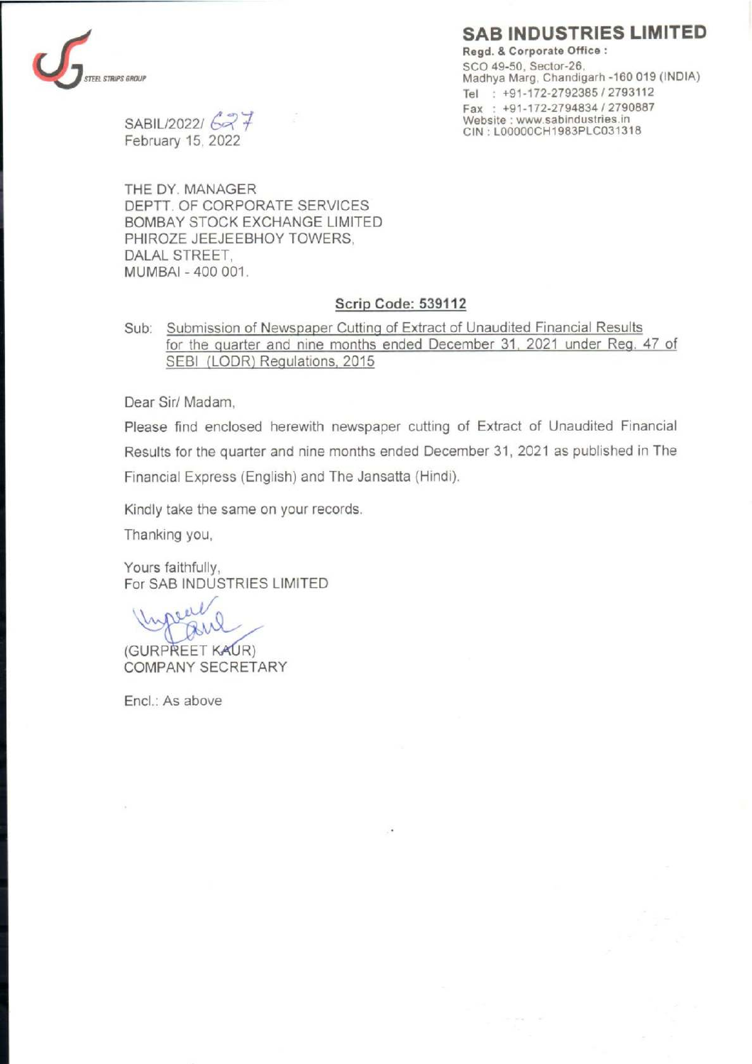STEEL STRIPS GROUP

## SAB INDUSTRIES LIMITED

**Regd. & Corporate Office :**
SCO 49-50, Sector-26,
Madhya Marg, Chandigarh -160 019 (INDIA)
Tel : +91-172-2792385 / 2793112
Fax : +91-172-2794834 / 2790887
Website : www.sabindustries.in
CIN : L00000CH1983PLC031318

SABIL/2022/ 627
February 15, 2022

THE DY. MANAGER
DEPTT. OF CORPORATE SERVICES
BOMBAY STOCK EXCHANGE LIMITED
PHIROZE JEEJEEBHOY TOWERS,
DALAL STREET,
MUMBAI - 400 001.

**Scrip Code: 539112**

Sub: Submission of Newspaper Cutting of Extract of Unaudited Financial Results for the quarter and nine months ended December 31, 2021 under Reg. 47 of SEBI (LODR) Regulations, 2015

Dear Sir/ Madam,

Please find enclosed herewith newspaper cutting of Extract of Unaudited Financial Results for the quarter and nine months ended December 31, 2021 as published in The Financial Express (English) and The Jansatta (Hindi).

Kindly take the same on your records.

Thanking you,

Yours faithfully,
For SAB INDUSTRIES LIMITED

(GURPREET KAUR)
COMPANY SECRETARY

Encl.: As above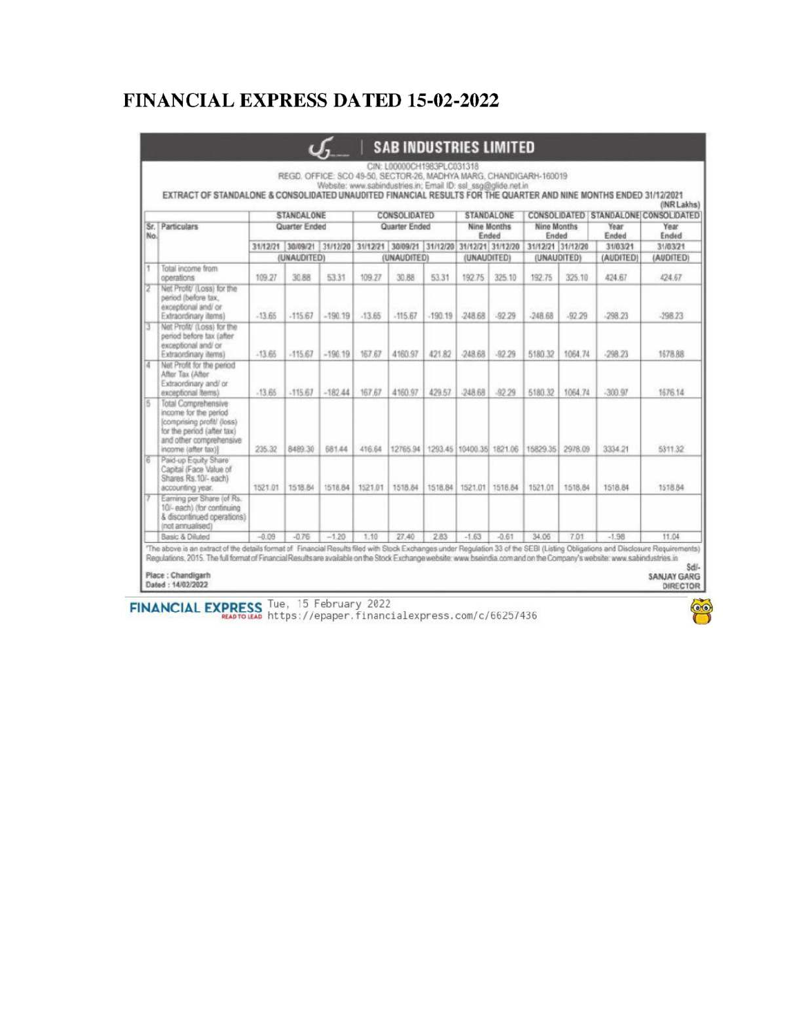# FINANCIAL EXPRESS DATED 15-02-2022

## SAB INDUSTRIES LIMITED

CIN: L00000CH1983PLC031318

REGD. OFFICE: SCO 49-50, SECTOR-26, MADHYA MARG, CHANDIGARH-160019

Website: www.sabindustries.in; Email ID: ssl_ssg@glide.net.in

**EXTRACT OF STANDALONE & CONSOLIDATED UNAUDITED FINANCIAL RESULTS FOR THE QUARTER AND NINE MONTHS ENDED 31/12/2021**

(INR Lakhs)

| Sr. No. | Particulars | STANDALONE | | | CONSOLIDATED | | | STANDALONE | | CONSOLIDATED | | STANDALONE | CONSOLIDATED |
|---|---|---|---|---|---|---|---|---|---|---|---|---|---|
| | | Quarter Ended | | | Quarter Ended | | | Nine Months Ended | | Nine Months Ended | | Year Ended | Year Ended |
| | | 31/12/21 | 30/09/21 | 31/12/20 | 31/12/21 | 30/09/21 | 31/12/20 | 31/12/21 | 31/12/20 | 31/12/21 | 31/12/20 | 31/03/21 | 31/03/21 |
| | | (UNAUDITED) | | | (UNAUDITED) | | | (UNAUDITED) | | (UNAUDITED) | | (AUDITED) | (AUDITED) |
| 1 | Total income from operations | 109.27 | 30.88 | 53.31 | 109.27 | 30.88 | 53.31 | 192.75 | 325.10 | 192.75 | 325.10 | 424.67 | 424.67 |
| 2 | Net Profit/ (Loss) for the period (before tax, exceptional and/ or Extraordinary items) | -13.65 | -115.67 | -190.19 | -13.65 | -115.67 | -190.19 | -248.68 | -92.29 | -248.68 | -92.29 | -298.23 | -298.23 |
| 3 | Net Profit/ (Loss) for the period before tax (after exceptional and/ or Extraordinary items) | -13.65 | -115.67 | -190.19 | 167.67 | 4160.97 | 421.82 | -248.68 | -92.29 | 5180.32 | 1064.74 | -298.23 | 1678.88 |
| 4 | Net Profit for the period After Tax (After Extraordinary and/ or exceptional Items) | -13.65 | -115.67 | -182.44 | 167.67 | 4160.97 | 429.57 | -248.68 | -92.29 | 5180.32 | 1064.74 | -300.97 | 1676.14 |
| 5 | Total Comprehensive income for the period [comprising profit/ (loss) for the period (after tax) and other comprehensive income (after tax)] | 235.32 | 8489.30 | 681.44 | 416.64 | 12765.94 | 1293.45 | 10400.35 | 1821.06 | 15829.35 | 2978.09 | 3334.21 | 5311.32 |
| 6 | Paid-up Equity Share Capital (Face Value of Shares Rs.10/- each) accounting year. | 1521.01 | 1518.84 | 1518.84 | 1521.01 | 1518.84 | 1518.84 | 1521.01 | 1518.84 | 1521.01 | 1518.84 | 1518.84 | 1518.84 |
| 7 | Earning per Share (of Rs. 10/- each) (for continuing & discontinued operations) (not annualised) | | | | | | | | | | | | |
| | Basic & Diluted | -0.09 | -0.76 | -1.20 | 1.10 | 27.40 | 2.83 | -1.63 | -0.61 | 34.06 | 7.01 | -1.98 | 11.04 |

The above is an extract of the details format of Financial Results filed with Stock Exchanges under Regulation 33 of the SEBI (Listing Obligations and Disclosure Requirements) Regulations, 2015. The full format of Financial Results are available on the Stock Exchange website: www.bseindia.com and on the Company's website: www.sabindustries.in

Place : Chandigarh
Dated : 14/02/2022

Sd/-
SANJAY GARG
DIRECTOR

FINANCIAL EXPRESS Tue, 15 February 2022 https://epaper.financialexpress.com/c/66257436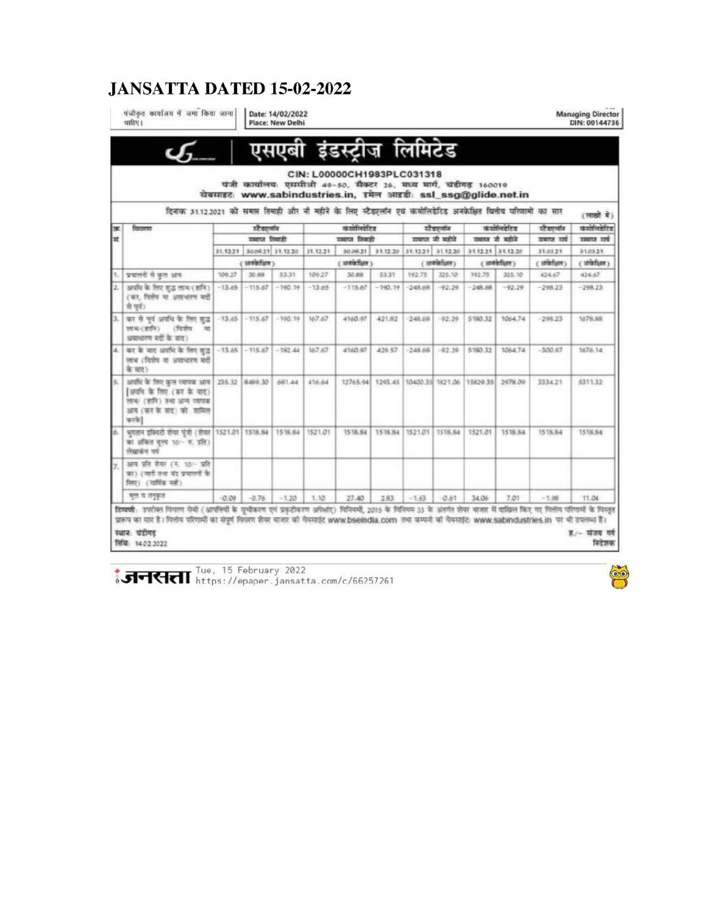# JANSATTA DATED 15-02-2022

पंजीकृत कार्यालय में जमा किया जाना चाहिए।

Date: 14/02/2022
Place: New Delhi

Managing Director
DIN: 00144736

## एसएबी इंडस्ट्रीज लिमिटेड

CIN: L00000CH1983PLC031318

पंजी कार्यालय: एससीओ 49-50, सैक्टर 26, मध्य मार्ग, चंडीगढ़ 160019
वेबसाइट: www.sabindustries.in, ईमेल आईडी: ssl_ssg@glide.net.in

दिनांक 31.12.2021 को समाप्त तिमाही और नौ महीने के लिए स्टैंडएलॉन एवं कंसोलिडेटेड अनंकेक्षित वित्तीय परिणामों का सार (लाखों में)

| क्र. सं. | विवरण | स्टैंडएलॉन | | | कंसोलिडेटेड | | | स्टैंडएलॉन | | कंसोलिडेटेड | | स्टैंडएलॉन | कंसोलिडेटेड |
|---|---|---|---|---|---|---|---|---|---|---|---|---|---|
| | | समाप्त तिमाही | | | समाप्त तिमाही | | | समाप्त नौ महीने | | समाप्त नौ महीने | | समाप्त वर्ष | समाप्त वर्ष |
| | | 31.12.21 | 30.09.21 | 31.12.20 | 31.12.21 | 30.09.21 | 31.12.20 | 31.12.21 | 31.12.20 | 31.12.21 | 31.12.20 | 31.03.21 | 31.03.21 |
| | | (अनंकेक्षित) | | | (अनंकेक्षित) | | | (अनंकेक्षित) | | (अनंकेक्षित) | | (अंकेक्षित) | (अंकेक्षित) |
| 1. | प्रचालनों से कुल आय | 109.27 | 30.88 | 53.31 | 109.27 | 30.88 | 53.31 | 192.75 | 325.10 | 192.75 | 325.10 | 424.67 | 424.67 |
| 2. | अवधि के लिए शुद्ध लाभ/(हानि) (कर, विशेष या असाधारण मदों से पूर्व) | -13.65 | -115.67 | -190.19 | -13.65 | -115.67 | -190.19 | -248.68 | -92.29 | -248.68 | -92.29 | -298.23 | -298.23 |
| 3. | कर से पूर्व अवधि के लिए शुद्ध लाभ/(हानि) (विशेष या असाधारण मदों के बाद) | -13.65 | -115.67 | -190.19 | 167.67 | 4160.97 | 421.82 | -248.68 | -92.29 | 5180.32 | 1064.74 | -298.23 | 1678.88 |
| 4. | कर के बाद अवधि के लिए शुद्ध लाभ (विशेष या असाधारण मदों के बाद) | -13.65 | -115.67 | -182.44 | 167.67 | 4160.97 | 429.57 | -248.68 | -92.29 | 5180.32 | 1064.74 | -300.97 | 1676.14 |
| 5. | अवधि के लिए कुल व्यापक आय [अवधि के लिए (कर के बाद) लाभ/ (हानि) तथा अन्य व्यापक आय (कर के बाद) को शामिल करके] | 235.32 | 8489.30 | 681.44 | 416.64 | 12765.94 | 1293.45 | 10400.35 | 1821.06 | 15829.35 | 2978.09 | 3334.21 | 5311.32 |
| 6. | भुगतान इक्विटी शेयर पूंजी (शेयर का अंकित मूल्य 10/- रु. प्रति) लेखांकन वर्ष | 1521.01 | 1518.84 | 1518.84 | 1521.01 | 1518.84 | 1518.84 | 1521.01 | 1518.84 | 1521.01 | 1518.84 | 1518.84 | 1518.84 |
| 7. | आय प्रति शेयर (रु. 10/- प्रति का) (जारी तथा बंद प्रचालनों के लिए) (वार्षिक नहीं) | | | | | | | | | | | | |
| | मूल व तनुकृत | -0.09 | -0.76 | -1.20 | 1.10 | 27.40 | 2.83 | -1.63 | -0.61 | 34.06 | 7.01 | -1.98 | 11.04 |

**टिप्पणी:** उपरोक्त विवरण सेबी (आपत्तियों के सूचीकरण एवं प्रकटीकरण अपेक्षाएं) विनियमों, 2015 के विनियम 33 के अंतर्गत शेयर बाजार में दाखिल किए गए वित्तीय परिणामों के विस्तृत प्रारूप का सार है। वित्तीय परिणामों का संपूर्ण विवरण शेयर बाजार की वेबसाइट www.bseindia.com तथा कम्पनी की वेबसाइट www.sabindustries.in पर भी उपलब्ध है।

स्थान: चंडीगढ़
तिथि: 14.02.2022

ह./- संजय गर्ग
निदेशक

जनसत्ता Tue, 15 February 2022 https://epaper.jansatta.com/c/66257261